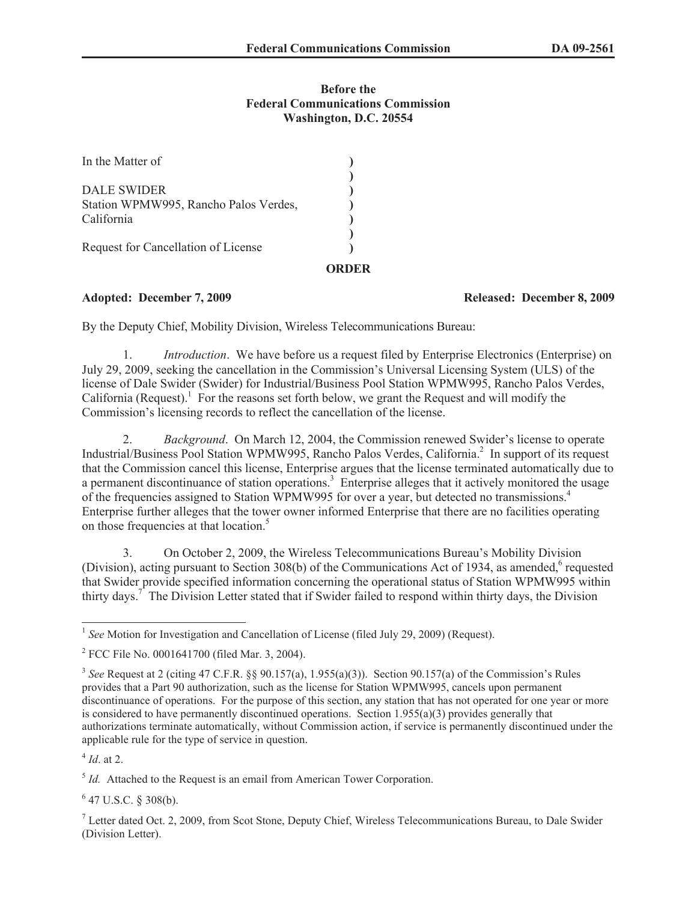**Before the**
**Federal Communications Commission**
**Washington, D.C. 20554**

| | |
|---|---|
| In the Matter of | ) |
| | ) |
| DALE SWIDER | ) |
| Station WPMW995, Rancho Palos Verdes, | ) |
| California | ) |
| | ) |
| Request for Cancellation of License | ) |

**ORDER**

**Adopted: December 7, 2009** **Released: December 8, 2009**

By the Deputy Chief, Mobility Division, Wireless Telecommunications Bureau:

1. *Introduction*. We have before us a request filed by Enterprise Electronics (Enterprise) on July 29, 2009, seeking the cancellation in the Commission's Universal Licensing System (ULS) of the license of Dale Swider (Swider) for Industrial/Business Pool Station WPMW995, Rancho Palos Verdes, California (Request).[1] For the reasons set forth below, we grant the Request and will modify the Commission's licensing records to reflect the cancellation of the license.

2. *Background*. On March 12, 2004, the Commission renewed Swider's license to operate Industrial/Business Pool Station WPMW995, Rancho Palos Verdes, California.[2] In support of its request that the Commission cancel this license, Enterprise argues that the license terminated automatically due to a permanent discontinuance of station operations.[3] Enterprise alleges that it actively monitored the usage of the frequencies assigned to Station WPMW995 for over a year, but detected no transmissions.[4] Enterprise further alleges that the tower owner informed Enterprise that there are no facilities operating on those frequencies at that location.[5]

3. On October 2, 2009, the Wireless Telecommunications Bureau's Mobility Division (Division), acting pursuant to Section 308(b) of the Communications Act of 1934, as amended,[6] requested that Swider provide specified information concerning the operational status of Station WPMW995 within thirty days.[7] The Division Letter stated that if Swider failed to respond within thirty days, the Division

---

[1] *See* Motion for Investigation and Cancellation of License (filed July 29, 2009) (Request).

[2] FCC File No. 0001641700 (filed Mar. 3, 2004).

[3] *See* Request at 2 (citing 47 C.F.R. §§ 90.157(a), 1.955(a)(3)). Section 90.157(a) of the Commission's Rules provides that a Part 90 authorization, such as the license for Station WPMW995, cancels upon permanent discontinuance of operations. For the purpose of this section, any station that has not operated for one year or more is considered to have permanently discontinued operations. Section 1.955(a)(3) provides generally that authorizations terminate automatically, without Commission action, if service is permanently discontinued under the applicable rule for the type of service in question.

[4] *Id*. at 2.

[5] *Id.* Attached to the Request is an email from American Tower Corporation.

[6] 47 U.S.C. § 308(b).

[7] Letter dated Oct. 2, 2009, from Scot Stone, Deputy Chief, Wireless Telecommunications Bureau, to Dale Swider (Division Letter).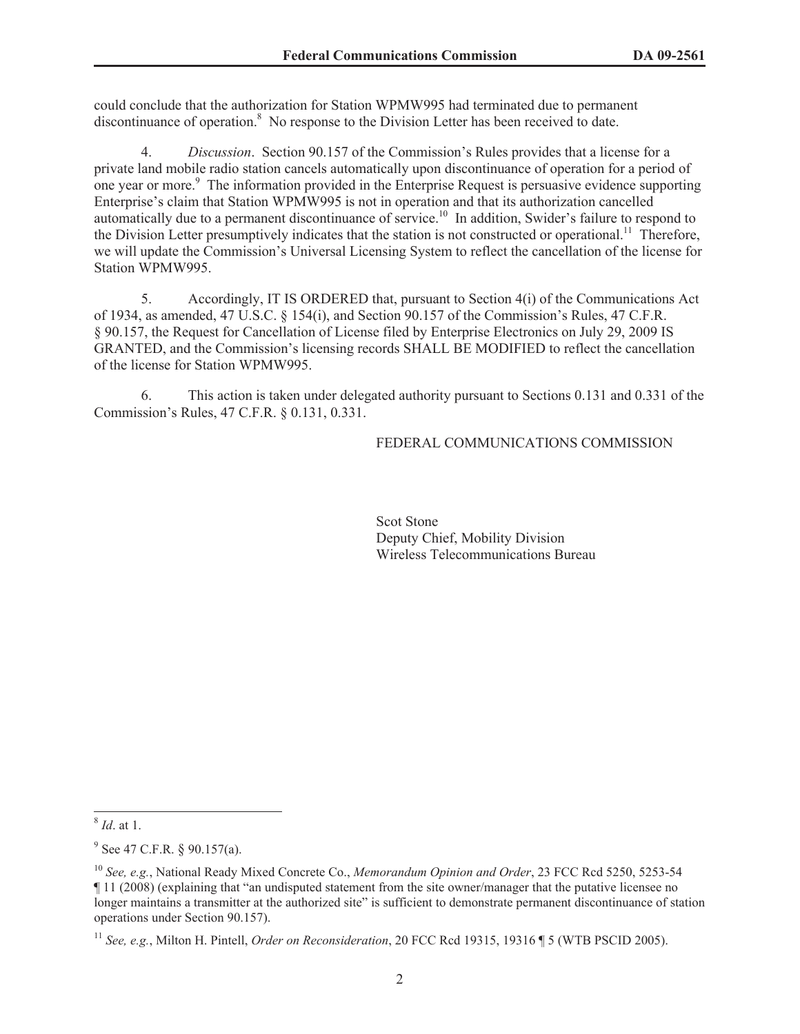could conclude that the authorization for Station WPMW995 had terminated due to permanent discontinuance of operation.[8] No response to the Division Letter has been received to date.

4. *Discussion*. Section 90.157 of the Commission's Rules provides that a license for a private land mobile radio station cancels automatically upon discontinuance of operation for a period of one year or more.[9] The information provided in the Enterprise Request is persuasive evidence supporting Enterprise's claim that Station WPMW995 is not in operation and that its authorization cancelled automatically due to a permanent discontinuance of service.[10] In addition, Swider's failure to respond to the Division Letter presumptively indicates that the station is not constructed or operational.[11] Therefore, we will update the Commission's Universal Licensing System to reflect the cancellation of the license for Station WPMW995.

5. Accordingly, IT IS ORDERED that, pursuant to Section 4(i) of the Communications Act of 1934, as amended, 47 U.S.C. § 154(i), and Section 90.157 of the Commission's Rules, 47 C.F.R. § 90.157, the Request for Cancellation of License filed by Enterprise Electronics on July 29, 2009 IS GRANTED, and the Commission's licensing records SHALL BE MODIFIED to reflect the cancellation of the license for Station WPMW995.

6. This action is taken under delegated authority pursuant to Sections 0.131 and 0.331 of the Commission's Rules, 47 C.F.R. § 0.131, 0.331.

FEDERAL COMMUNICATIONS COMMISSION

Scot Stone
Deputy Chief, Mobility Division
Wireless Telecommunications Bureau

---

[8] *Id*. at 1.

[9] See 47 C.F.R. § 90.157(a).

[10] *See, e.g.*, National Ready Mixed Concrete Co., *Memorandum Opinion and Order*, 23 FCC Rcd 5250, 5253-54 ¶ 11 (2008) (explaining that "an undisputed statement from the site owner/manager that the putative licensee no longer maintains a transmitter at the authorized site" is sufficient to demonstrate permanent discontinuance of station operations under Section 90.157).

[11] *See, e.g.*, Milton H. Pintell, *Order on Reconsideration*, 20 FCC Rcd 19315, 19316 ¶ 5 (WTB PSCID 2005).